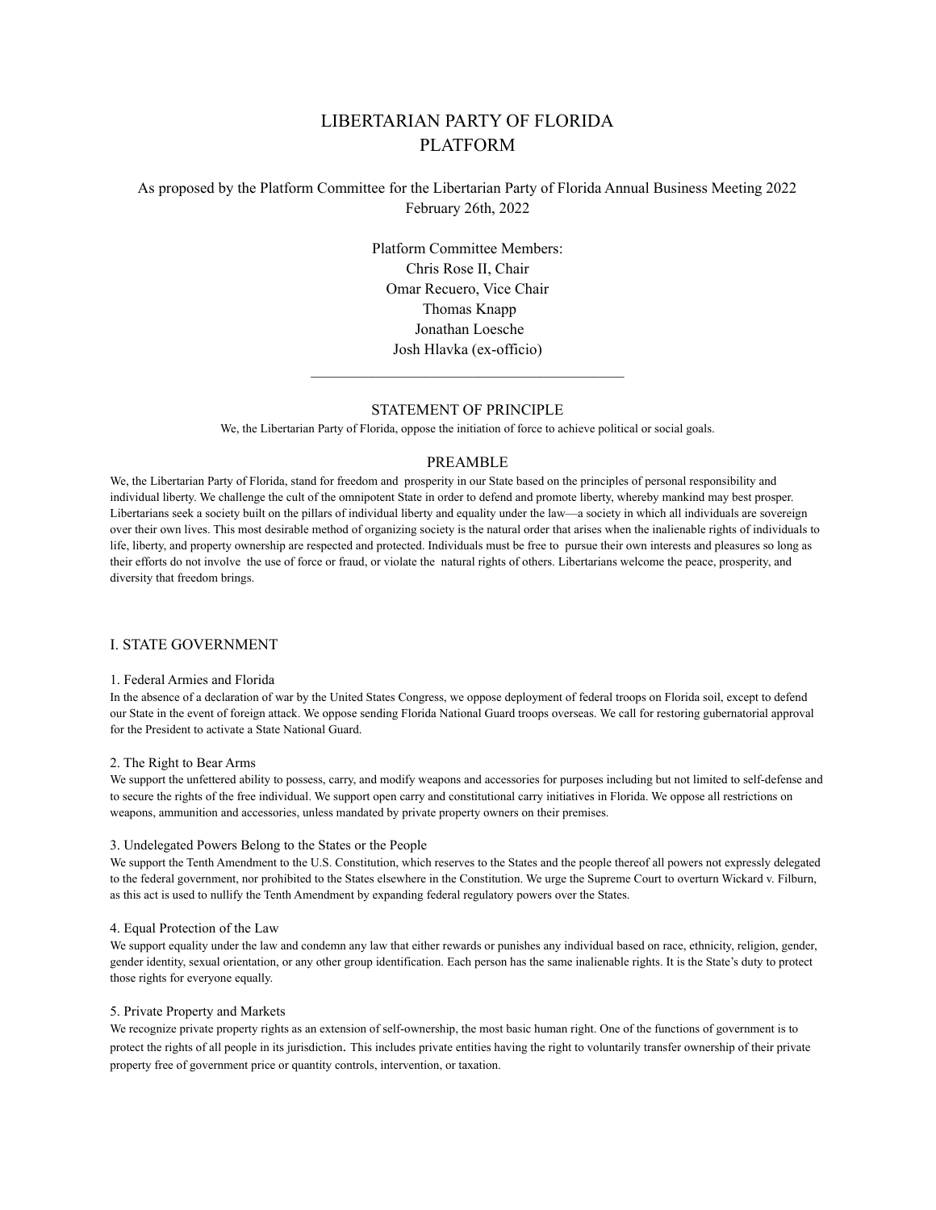# LIBERTARIAN PARTY OF FLORIDA
# PLATFORM

As proposed by the Platform Committee for the Libertarian Party of Florida Annual Business Meeting 2022
February 26th, 2022

Platform Committee Members:
Chris Rose II, Chair
Omar Recuero, Vice Chair
Thomas Knapp
Jonathan Loesche
Josh Hlavka (ex-officio)

---

## STATEMENT OF PRINCIPLE

We, the Libertarian Party of Florida, oppose the initiation of force to achieve political or social goals.

## PREAMBLE

We, the Libertarian Party of Florida, stand for freedom and prosperity in our State based on the principles of personal responsibility and individual liberty. We challenge the cult of the omnipotent State in order to defend and promote liberty, whereby mankind may best prosper. Libertarians seek a society built on the pillars of individual liberty and equality under the law—a society in which all individuals are sovereign over their own lives. This most desirable method of organizing society is the natural order that arises when the inalienable rights of individuals to life, liberty, and property ownership are respected and protected. Individuals must be free to pursue their own interests and pleasures so long as their efforts do not involve the use of force or fraud, or violate the natural rights of others. Libertarians welcome the peace, prosperity, and diversity that freedom brings.

## I. STATE GOVERNMENT

### 1. Federal Armies and Florida

In the absence of a declaration of war by the United States Congress, we oppose deployment of federal troops on Florida soil, except to defend our State in the event of foreign attack. We oppose sending Florida National Guard troops overseas. We call for restoring gubernatorial approval for the President to activate a State National Guard.

### 2. The Right to Bear Arms

We support the unfettered ability to possess, carry, and modify weapons and accessories for purposes including but not limited to self-defense and to secure the rights of the free individual. We support open carry and constitutional carry initiatives in Florida. We oppose all restrictions on weapons, ammunition and accessories, unless mandated by private property owners on their premises.

### 3. Undelegated Powers Belong to the States or the People

We support the Tenth Amendment to the U.S. Constitution, which reserves to the States and the people thereof all powers not expressly delegated to the federal government, nor prohibited to the States elsewhere in the Constitution. We urge the Supreme Court to overturn Wickard v. Filburn, as this act is used to nullify the Tenth Amendment by expanding federal regulatory powers over the States.

### 4. Equal Protection of the Law

We support equality under the law and condemn any law that either rewards or punishes any individual based on race, ethnicity, religion, gender, gender identity, sexual orientation, or any other group identification. Each person has the same inalienable rights. It is the State's duty to protect those rights for everyone equally.

### 5. Private Property and Markets

We recognize private property rights as an extension of self-ownership, the most basic human right. One of the functions of government is to protect the rights of all people in its jurisdiction. This includes private entities having the right to voluntarily transfer ownership of their private property free of government price or quantity controls, intervention, or taxation.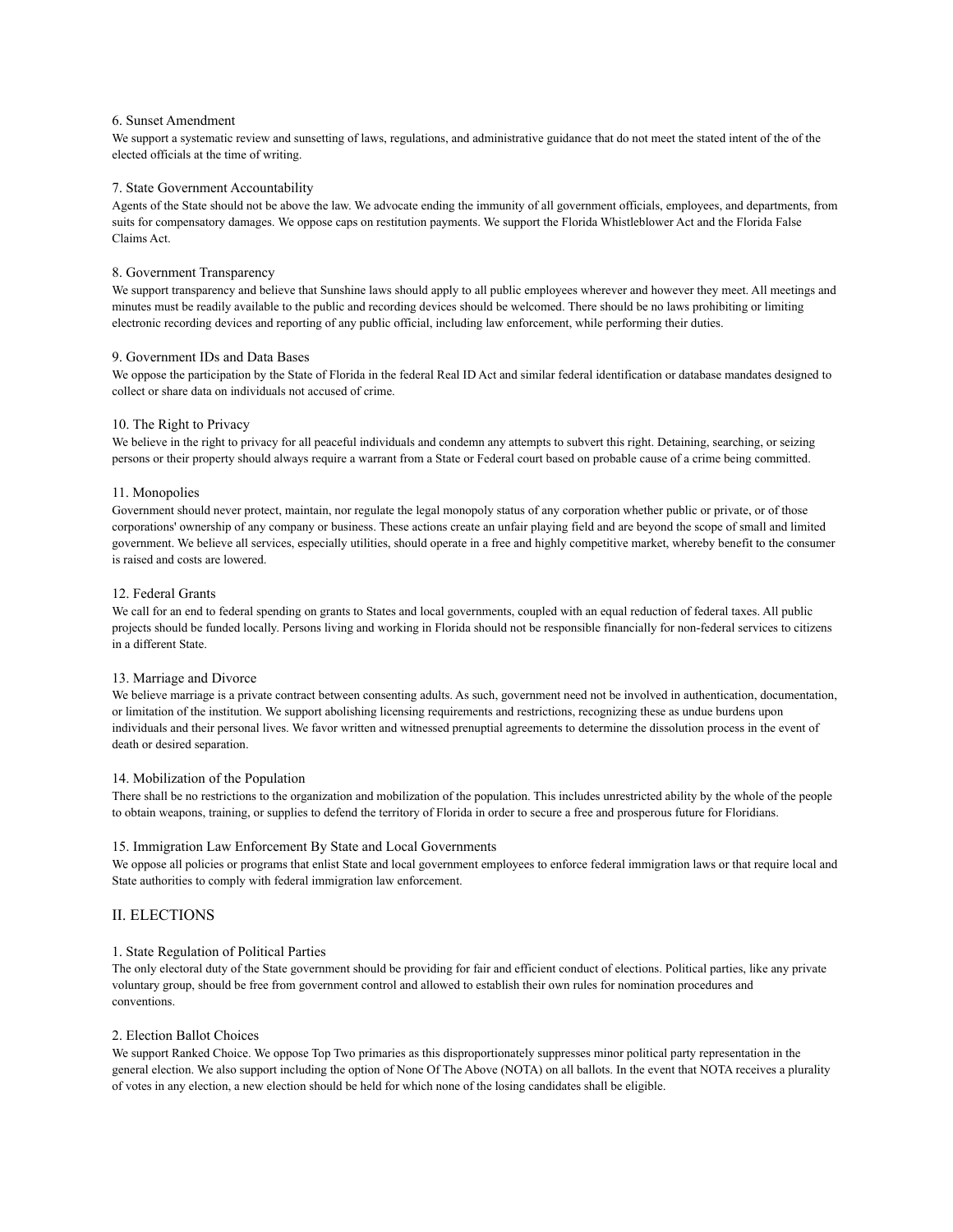### 6. Sunset Amendment

We support a systematic review and sunsetting of laws, regulations, and administrative guidance that do not meet the stated intent of the of the elected officials at the time of writing.

### 7. State Government Accountability

Agents of the State should not be above the law. We advocate ending the immunity of all government officials, employees, and departments, from suits for compensatory damages. We oppose caps on restitution payments. We support the Florida Whistleblower Act and the Florida False Claims Act.

### 8. Government Transparency

We support transparency and believe that Sunshine laws should apply to all public employees wherever and however they meet. All meetings and minutes must be readily available to the public and recording devices should be welcomed. There should be no laws prohibiting or limiting electronic recording devices and reporting of any public official, including law enforcement, while performing their duties.

### 9. Government IDs and Data Bases

We oppose the participation by the State of Florida in the federal Real ID Act and similar federal identification or database mandates designed to collect or share data on individuals not accused of crime.

### 10. The Right to Privacy

We believe in the right to privacy for all peaceful individuals and condemn any attempts to subvert this right. Detaining, searching, or seizing persons or their property should always require a warrant from a State or Federal court based on probable cause of a crime being committed.

### 11. Monopolies

Government should never protect, maintain, nor regulate the legal monopoly status of any corporation whether public or private, or of those corporations' ownership of any company or business. These actions create an unfair playing field and are beyond the scope of small and limited government. We believe all services, especially utilities, should operate in a free and highly competitive market, whereby benefit to the consumer is raised and costs are lowered.

### 12. Federal Grants

We call for an end to federal spending on grants to States and local governments, coupled with an equal reduction of federal taxes. All public projects should be funded locally. Persons living and working in Florida should not be responsible financially for non-federal services to citizens in a different State.

### 13. Marriage and Divorce

We believe marriage is a private contract between consenting adults. As such, government need not be involved in authentication, documentation, or limitation of the institution. We support abolishing licensing requirements and restrictions, recognizing these as undue burdens upon individuals and their personal lives. We favor written and witnessed prenuptial agreements to determine the dissolution process in the event of death or desired separation.

### 14. Mobilization of the Population

There shall be no restrictions to the organization and mobilization of the population. This includes unrestricted ability by the whole of the people to obtain weapons, training, or supplies to defend the territory of Florida in order to secure a free and prosperous future for Floridians.

### 15. Immigration Law Enforcement By State and Local Governments

We oppose all policies or programs that enlist State and local government employees to enforce federal immigration laws or that require local and State authorities to comply with federal immigration law enforcement.

## II. ELECTIONS

### 1. State Regulation of Political Parties

The only electoral duty of the State government should be providing for fair and efficient conduct of elections. Political parties, like any private voluntary group, should be free from government control and allowed to establish their own rules for nomination procedures and conventions.

### 2. Election Ballot Choices

We support Ranked Choice. We oppose Top Two primaries as this disproportionately suppresses minor political party representation in the general election. We also support including the option of None Of The Above (NOTA) on all ballots. In the event that NOTA receives a plurality of votes in any election, a new election should be held for which none of the losing candidates shall be eligible.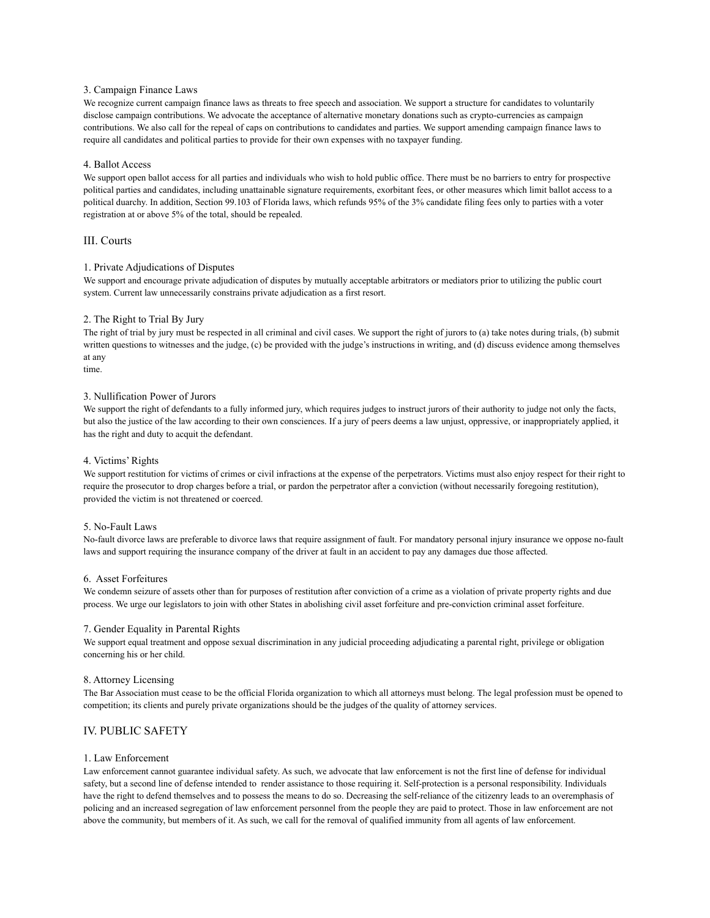### 3. Campaign Finance Laws

We recognize current campaign finance laws as threats to free speech and association. We support a structure for candidates to voluntarily disclose campaign contributions. We advocate the acceptance of alternative monetary donations such as crypto-currencies as campaign contributions. We also call for the repeal of caps on contributions to candidates and parties. We support amending campaign finance laws to require all candidates and political parties to provide for their own expenses with no taxpayer funding.

### 4. Ballot Access

We support open ballot access for all parties and individuals who wish to hold public office. There must be no barriers to entry for prospective political parties and candidates, including unattainable signature requirements, exorbitant fees, or other measures which limit ballot access to a political duarchy. In addition, Section 99.103 of Florida laws, which refunds 95% of the 3% candidate filing fees only to parties with a voter registration at or above 5% of the total, should be repealed.

## III. Courts

### 1. Private Adjudications of Disputes

We support and encourage private adjudication of disputes by mutually acceptable arbitrators or mediators prior to utilizing the public court system. Current law unnecessarily constrains private adjudication as a first resort.

### 2. The Right to Trial By Jury

The right of trial by jury must be respected in all criminal and civil cases. We support the right of jurors to (a) take notes during trials, (b) submit written questions to witnesses and the judge, (c) be provided with the judge's instructions in writing, and (d) discuss evidence among themselves at any time.

### 3. Nullification Power of Jurors

We support the right of defendants to a fully informed jury, which requires judges to instruct jurors of their authority to judge not only the facts, but also the justice of the law according to their own consciences. If a jury of peers deems a law unjust, oppressive, or inappropriately applied, it has the right and duty to acquit the defendant.

### 4. Victims' Rights

We support restitution for victims of crimes or civil infractions at the expense of the perpetrators. Victims must also enjoy respect for their right to require the prosecutor to drop charges before a trial, or pardon the perpetrator after a conviction (without necessarily foregoing restitution), provided the victim is not threatened or coerced.

### 5. No-Fault Laws

No-fault divorce laws are preferable to divorce laws that require assignment of fault. For mandatory personal injury insurance we oppose no-fault laws and support requiring the insurance company of the driver at fault in an accident to pay any damages due those affected.

### 6. Asset Forfeitures

We condemn seizure of assets other than for purposes of restitution after conviction of a crime as a violation of private property rights and due process. We urge our legislators to join with other States in abolishing civil asset forfeiture and pre-conviction criminal asset forfeiture.

### 7. Gender Equality in Parental Rights

We support equal treatment and oppose sexual discrimination in any judicial proceeding adjudicating a parental right, privilege or obligation concerning his or her child.

### 8. Attorney Licensing

The Bar Association must cease to be the official Florida organization to which all attorneys must belong. The legal profession must be opened to competition; its clients and purely private organizations should be the judges of the quality of attorney services.

## IV. PUBLIC SAFETY

### 1. Law Enforcement

Law enforcement cannot guarantee individual safety. As such, we advocate that law enforcement is not the first line of defense for individual safety, but a second line of defense intended to render assistance to those requiring it. Self-protection is a personal responsibility. Individuals have the right to defend themselves and to possess the means to do so. Decreasing the self-reliance of the citizenry leads to an overemphasis of policing and an increased segregation of law enforcement personnel from the people they are paid to protect. Those in law enforcement are not above the community, but members of it. As such, we call for the removal of qualified immunity from all agents of law enforcement.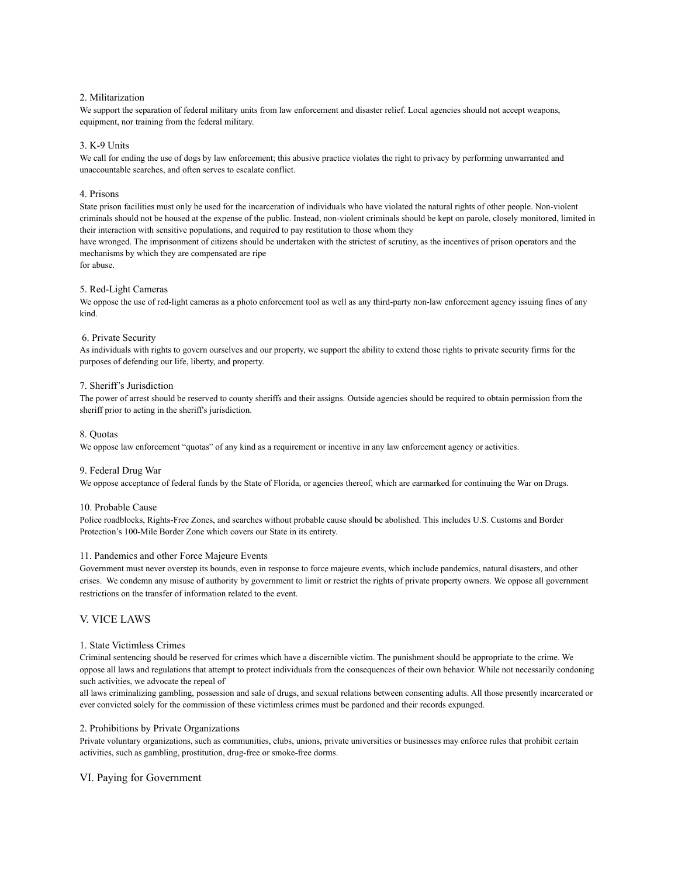### 2. Militarization

We support the separation of federal military units from law enforcement and disaster relief. Local agencies should not accept weapons, equipment, nor training from the federal military.

### 3. K-9 Units

We call for ending the use of dogs by law enforcement; this abusive practice violates the right to privacy by performing unwarranted and unaccountable searches, and often serves to escalate conflict.

### 4. Prisons

State prison facilities must only be used for the incarceration of individuals who have violated the natural rights of other people. Non-violent criminals should not be housed at the expense of the public. Instead, non-violent criminals should be kept on parole, closely monitored, limited in their interaction with sensitive populations, and required to pay restitution to those whom they have wronged. The imprisonment of citizens should be undertaken with the strictest of scrutiny, as the incentives of prison operators and the mechanisms by which they are compensated are ripe for abuse.

### 5. Red-Light Cameras

We oppose the use of red-light cameras as a photo enforcement tool as well as any third-party non-law enforcement agency issuing fines of any kind.

### 6. Private Security

As individuals with rights to govern ourselves and our property, we support the ability to extend those rights to private security firms for the purposes of defending our life, liberty, and property.

### 7. Sheriff's Jurisdiction

The power of arrest should be reserved to county sheriffs and their assigns. Outside agencies should be required to obtain permission from the sheriff prior to acting in the sheriff's jurisdiction.

### 8. Quotas

We oppose law enforcement "quotas" of any kind as a requirement or incentive in any law enforcement agency or activities.

### 9. Federal Drug War

We oppose acceptance of federal funds by the State of Florida, or agencies thereof, which are earmarked for continuing the War on Drugs.

### 10. Probable Cause

Police roadblocks, Rights-Free Zones, and searches without probable cause should be abolished. This includes U.S. Customs and Border Protection's 100-Mile Border Zone which covers our State in its entirety.

### 11. Pandemics and other Force Majeure Events

Government must never overstep its bounds, even in response to force majeure events, which include pandemics, natural disasters, and other crises. We condemn any misuse of authority by government to limit or restrict the rights of private property owners. We oppose all government restrictions on the transfer of information related to the event.

## V. VICE LAWS

### 1. State Victimless Crimes

Criminal sentencing should be reserved for crimes which have a discernible victim. The punishment should be appropriate to the crime. We oppose all laws and regulations that attempt to protect individuals from the consequences of their own behavior. While not necessarily condoning such activities, we advocate the repeal of all laws criminalizing gambling, possession and sale of drugs, and sexual relations between consenting adults. All those presently incarcerated or ever convicted solely for the commission of these victimless crimes must be pardoned and their records expunged.

### 2. Prohibitions by Private Organizations

Private voluntary organizations, such as communities, clubs, unions, private universities or businesses may enforce rules that prohibit certain activities, such as gambling, prostitution, drug-free or smoke-free dorms.

## VI. Paying for Government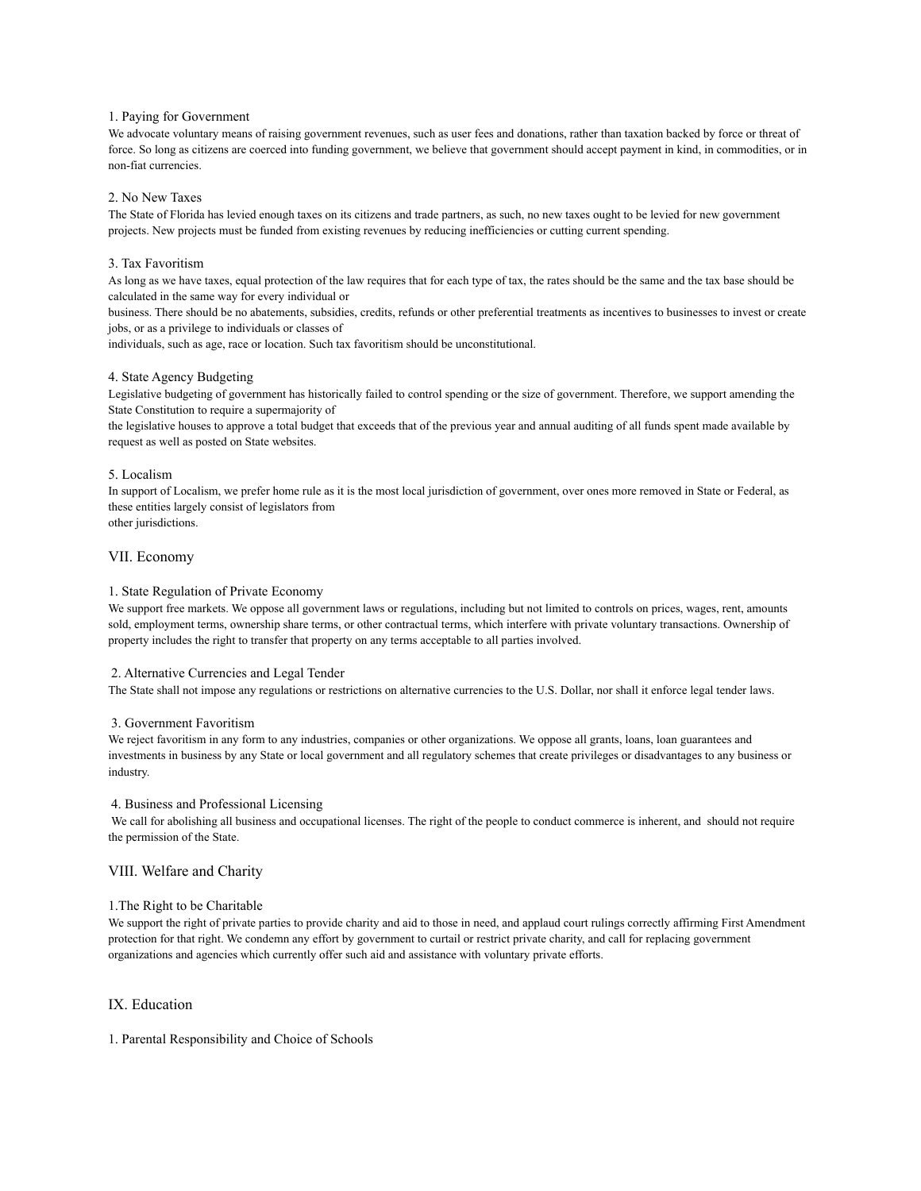### 1. Paying for Government

We advocate voluntary means of raising government revenues, such as user fees and donations, rather than taxation backed by force or threat of force. So long as citizens are coerced into funding government, we believe that government should accept payment in kind, in commodities, or in non-fiat currencies.

### 2. No New Taxes

The State of Florida has levied enough taxes on its citizens and trade partners, as such, no new taxes ought to be levied for new government projects. New projects must be funded from existing revenues by reducing inefficiencies or cutting current spending.

### 3. Tax Favoritism

As long as we have taxes, equal protection of the law requires that for each type of tax, the rates should be the same and the tax base should be calculated in the same way for every individual or business. There should be no abatements, subsidies, credits, refunds or other preferential treatments as incentives to businesses to invest or create jobs, or as a privilege to individuals or classes of individuals, such as age, race or location. Such tax favoritism should be unconstitutional.

### 4. State Agency Budgeting

Legislative budgeting of government has historically failed to control spending or the size of government. Therefore, we support amending the State Constitution to require a supermajority of the legislative houses to approve a total budget that exceeds that of the previous year and annual auditing of all funds spent made available by request as well as posted on State websites.

### 5. Localism

In support of Localism, we prefer home rule as it is the most local jurisdiction of government, over ones more removed in State or Federal, as these entities largely consist of legislators from other jurisdictions.

## VII. Economy

### 1. State Regulation of Private Economy

We support free markets. We oppose all government laws or regulations, including but not limited to controls on prices, wages, rent, amounts sold, employment terms, ownership share terms, or other contractual terms, which interfere with private voluntary transactions. Ownership of property includes the right to transfer that property on any terms acceptable to all parties involved.

### 2. Alternative Currencies and Legal Tender

The State shall not impose any regulations or restrictions on alternative currencies to the U.S. Dollar, nor shall it enforce legal tender laws.

### 3. Government Favoritism

We reject favoritism in any form to any industries, companies or other organizations. We oppose all grants, loans, loan guarantees and investments in business by any State or local government and all regulatory schemes that create privileges or disadvantages to any business or industry.

### 4. Business and Professional Licensing

We call for abolishing all business and occupational licenses. The right of the people to conduct commerce is inherent, and should not require the permission of the State.

## VIII. Welfare and Charity

### 1.The Right to be Charitable

We support the right of private parties to provide charity and aid to those in need, and applaud court rulings correctly affirming First Amendment protection for that right. We condemn any effort by government to curtail or restrict private charity, and call for replacing government organizations and agencies which currently offer such aid and assistance with voluntary private efforts.

## IX. Education

### 1. Parental Responsibility and Choice of Schools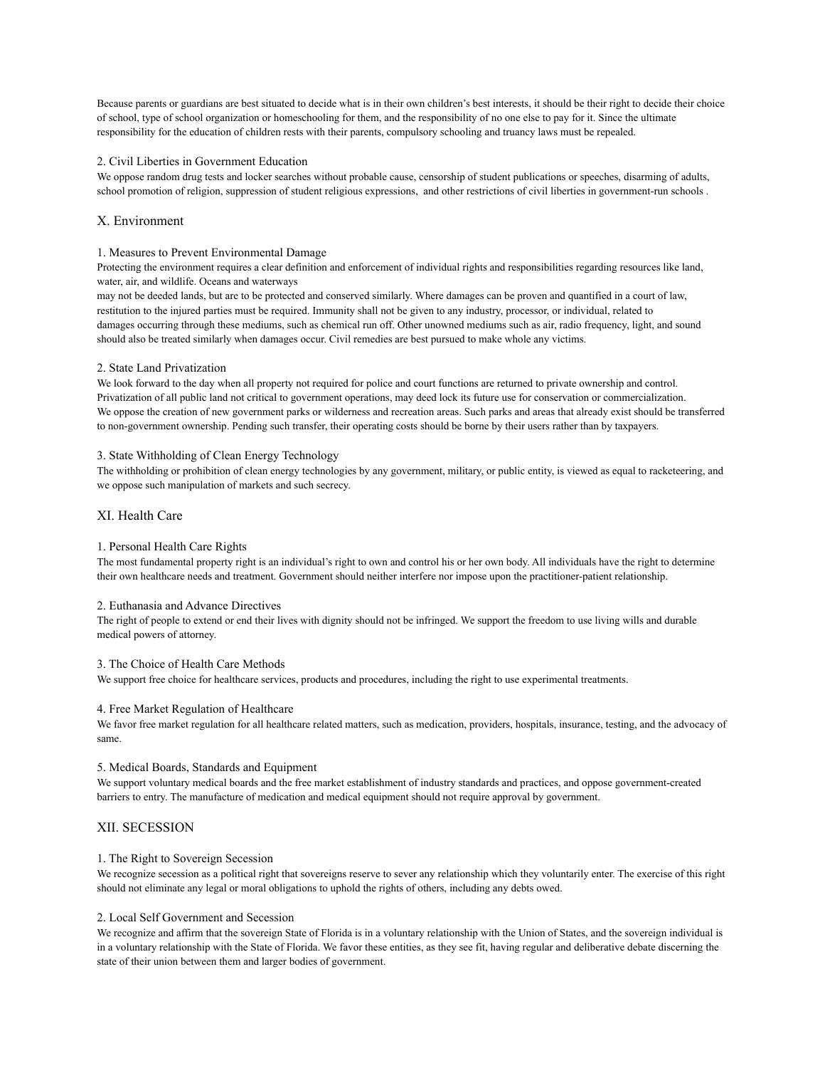Because parents or guardians are best situated to decide what is in their own children's best interests, it should be their right to decide their choice of school, type of school organization or homeschooling for them, and the responsibility of no one else to pay for it. Since the ultimate responsibility for the education of children rests with their parents, compulsory schooling and truancy laws must be repealed.

### 2. Civil Liberties in Government Education

We oppose random drug tests and locker searches without probable cause, censorship of student publications or speeches, disarming of adults, school promotion of religion, suppression of student religious expressions, and other restrictions of civil liberties in government-run schools .

## X. Environment

### 1. Measures to Prevent Environmental Damage

Protecting the environment requires a clear definition and enforcement of individual rights and responsibilities regarding resources like land, water, air, and wildlife. Oceans and waterways may not be deeded lands, but are to be protected and conserved similarly. Where damages can be proven and quantified in a court of law, restitution to the injured parties must be required. Immunity shall not be given to any industry, processor, or individual, related to damages occurring through these mediums, such as chemical run off. Other unowned mediums such as air, radio frequency, light, and sound should also be treated similarly when damages occur. Civil remedies are best pursued to make whole any victims.

### 2. State Land Privatization

We look forward to the day when all property not required for police and court functions are returned to private ownership and control. Privatization of all public land not critical to government operations, may deed lock its future use for conservation or commercialization. We oppose the creation of new government parks or wilderness and recreation areas. Such parks and areas that already exist should be transferred to non-government ownership. Pending such transfer, their operating costs should be borne by their users rather than by taxpayers.

### 3. State Withholding of Clean Energy Technology

The withholding or prohibition of clean energy technologies by any government, military, or public entity, is viewed as equal to racketeering, and we oppose such manipulation of markets and such secrecy.

## XI. Health Care

### 1. Personal Health Care Rights

The most fundamental property right is an individual's right to own and control his or her own body. All individuals have the right to determine their own healthcare needs and treatment. Government should neither interfere nor impose upon the practitioner-patient relationship.

### 2. Euthanasia and Advance Directives

The right of people to extend or end their lives with dignity should not be infringed. We support the freedom to use living wills and durable medical powers of attorney.

### 3. The Choice of Health Care Methods

We support free choice for healthcare services, products and procedures, including the right to use experimental treatments.

### 4. Free Market Regulation of Healthcare

We favor free market regulation for all healthcare related matters, such as medication, providers, hospitals, insurance, testing, and the advocacy of same.

### 5. Medical Boards, Standards and Equipment

We support voluntary medical boards and the free market establishment of industry standards and practices, and oppose government-created barriers to entry. The manufacture of medication and medical equipment should not require approval by government.

## XII. SECESSION

### 1. The Right to Sovereign Secession

We recognize secession as a political right that sovereigns reserve to sever any relationship which they voluntarily enter. The exercise of this right should not eliminate any legal or moral obligations to uphold the rights of others, including any debts owed.

### 2. Local Self Government and Secession

We recognize and affirm that the sovereign State of Florida is in a voluntary relationship with the Union of States, and the sovereign individual is in a voluntary relationship with the State of Florida. We favor these entities, as they see fit, having regular and deliberative debate discerning the state of their union between them and larger bodies of government.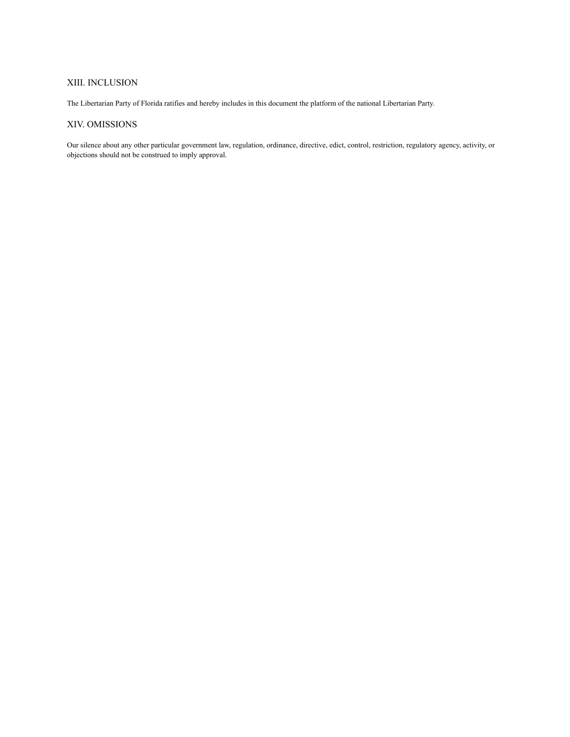## XIII. INCLUSION

The Libertarian Party of Florida ratifies and hereby includes in this document the platform of the national Libertarian Party.

## XIV. OMISSIONS

Our silence about any other particular government law, regulation, ordinance, directive, edict, control, restriction, regulatory agency, activity, or objections should not be construed to imply approval.